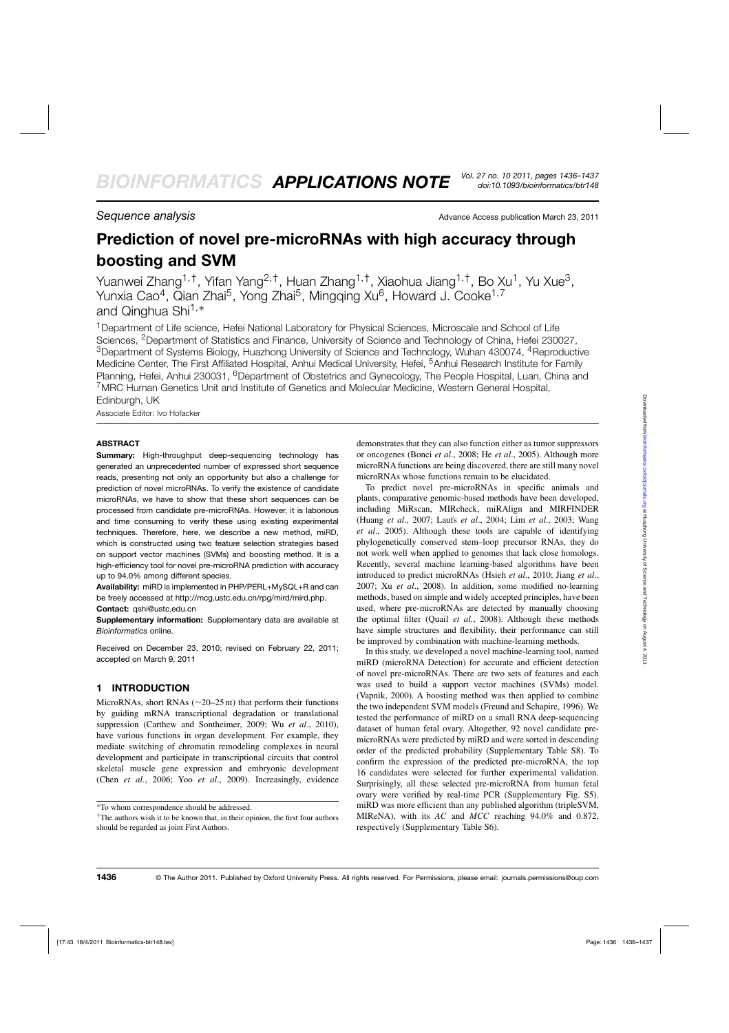*Sequence analysis*

Advance Access publication March 23, 2011

# Prediction of novel pre-microRNAs with high accuracy through boosting and SVM

Yuanwei Zhang[1,†], Yifan Yang[2,†], Huan Zhang[1,†], Xiaohua Jiang[1,†], Bo Xu[1], Yu Xue[3], Yunxia Cao[4], Qian Zhai[5], Yong Zhai[5], Mingqing Xu[6], Howard J. Cooke[1,7] and Qinghua Shi[1,*]

[1]Department of Life science, Hefei National Laboratory for Physical Sciences, Microscale and School of Life Sciences, [2]Department of Statistics and Finance, University of Science and Technology of China, Hefei 230027, [3]Department of Systems Biology, Huazhong University of Science and Technology, Wuhan 430074, [4]Reproductive Medicine Center, The First Affiliated Hospital, Anhui Medical University, Hefei, [5]Anhui Research Institute for Family Planning, Hefei, Anhui 230031, [6]Department of Obstetrics and Gynecology, The People Hospital, Luan, China and [7]MRC Human Genetics Unit and Institute of Genetics and Molecular Medicine, Western General Hospital, Edinburgh, UK

Associate Editor: Ivo Hofacker

## ABSTRACT

**Summary:** High-throughput deep-sequencing technology has generated an unprecedented number of expressed short sequence reads, presenting not only an opportunity but also a challenge for prediction of novel microRNAs. To verify the existence of candidate microRNAs, we have to show that these short sequences can be processed from candidate pre-microRNAs. However, it is laborious and time consuming to verify these using existing experimental techniques. Therefore, here, we describe a new method, miRD, which is constructed using two feature selection strategies based on support vector machines (SVMs) and boosting method. It is a high-efficiency tool for novel pre-microRNA prediction with accuracy up to 94.0% among different species.

**Availability:** miRD is implemented in PHP/PERL+MySQL+R and can be freely accessed at http://mcg.ustc.edu.cn/rpg/mird/mird.php.

**Contact:** qshi@ustc.edu.cn

**Supplementary information:** Supplementary data are available at *Bioinformatics* online.

Received on December 23, 2010; revised on February 22, 2011; accepted on March 9, 2011

## 1 INTRODUCTION

MicroRNAs, short RNAs (~20–25 nt) that perform their functions by guiding mRNA transcriptional degradation or translational suppression (Carthew and Sontheimer, 2009; Wu *et al*., 2010), have various functions in organ development. For example, they mediate switching of chromatin remodeling complexes in neural development and participate in transcriptional circuits that control skeletal muscle gene expression and embryonic development (Chen *et al.*, 2006; Yoo *et al*., 2009). Increasingly, evidence demonstrates that they can also function either as tumor suppressors or oncogenes (Bonci *et al*., 2008; He *et al*., 2005). Although more microRNA functions are being discovered, there are still many novel microRNAs whose functions remain to be elucidated.

To predict novel pre-microRNAs in specific animals and plants, comparative genomic-based methods have been developed, including MiRscan, MIRcheck, miRAlign and MIRFINDER (Huang *et al*., 2007; Laufs *et al*., 2004; Lim *et al*., 2003; Wang *et al*., 2005). Although these tools are capable of identifying phylogenetically conserved stem–loop precursor RNAs, they do not work well when applied to genomes that lack close homologs. Recently, several machine learning-based algorithms have been introduced to predict microRNAs (Hsieh *et al*., 2010; Jiang *et al*., 2007; Xu *et al*., 2008). In addition, some modified no-learning methods, based on simple and widely accepted principles, have been used, where pre-microRNAs are detected by manually choosing the optimal filter (Quail *et al.*, 2008). Although these methods have simple structures and flexibility, their performance can still be improved by combination with machine-learning methods.

In this study, we developed a novel machine-learning tool, named miRD (microRNA Detection) for accurate and efficient detection of novel pre-microRNAs. There are two sets of features and each was used to build a support vector machines (SVMs) model. (Vapnik, 2000). A boosting method was then applied to combine the two independent SVM models (Freund and Schapire, 1996). We tested the performance of miRD on a small RNA deep-sequencing dataset of human fetal ovary. Altogether, 92 novel candidate pre-microRNAs were predicted by miRD and were sorted in descending order of the predicted probability (Supplementary Table S8). To confirm the expression of the predicted pre-microRNA, the top 16 candidates were selected for further experimental validation. Surprisingly, all these selected pre-microRNA from human fetal ovary were verified by real-time PCR (Supplementary Fig. S5). miRD was more efficient than any published algorithm (tripleSVM, MIReNA), with its *AC* and *MCC* reaching 94.0% and 0.872, respectively (Supplementary Table S6).

*To whom correspondence should be addressed.

†The authors wish it to be known that, in their opinion, the first four authors should be regarded as joint First Authors.

© The Author 2011. Published by Oxford University Press. All rights reserved. For Permissions, please email: journals.permissions@oup.com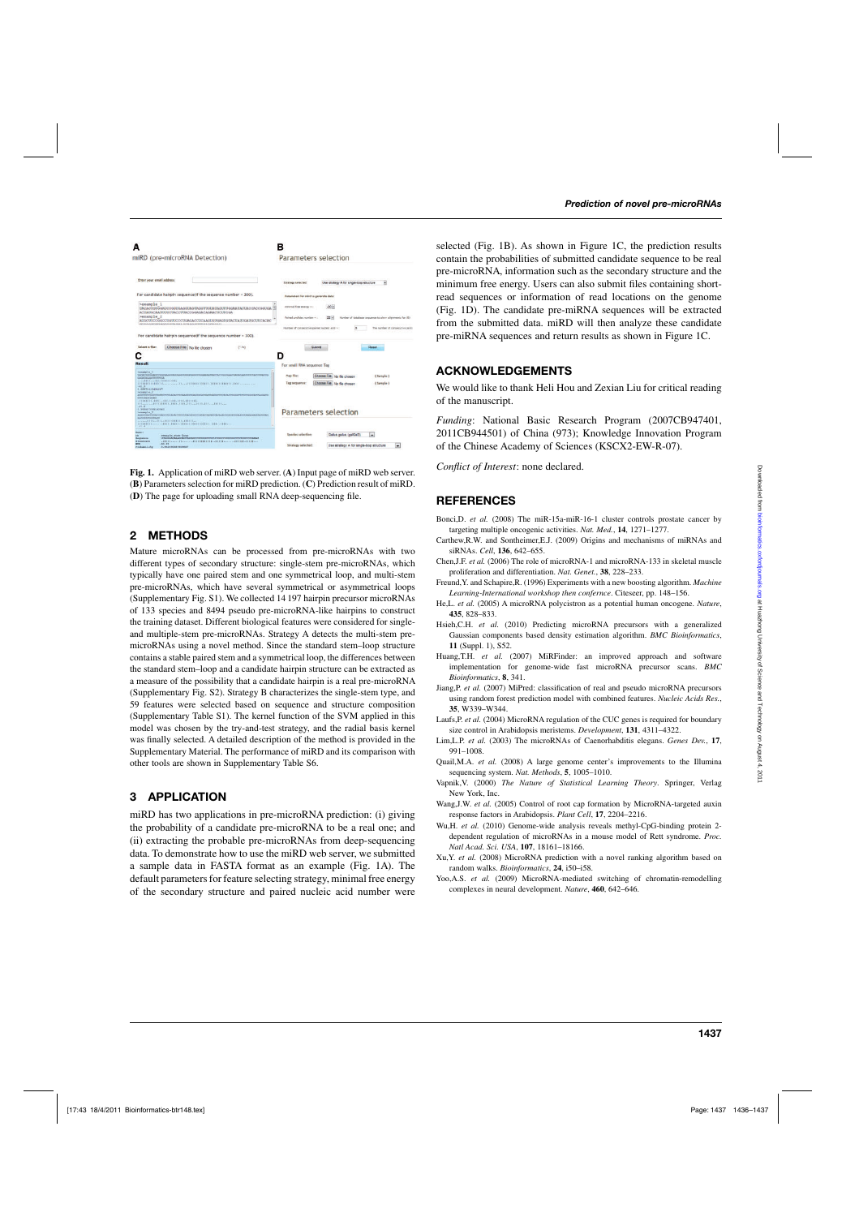**Fig. 1.** Application of miRD web server. (**A**) Input page of miRD web server. (**B**) Parameters selection for miRD prediction. (**C**) Prediction result of miRD. (**D**) The page for uploading small RNA deep-sequencing file.

## 2 METHODS

Mature microRNAs can be processed from pre-microRNAs with two different types of secondary structure: single-stem pre-microRNAs, which typically have one paired stem and one symmetrical loop, and multi-stem pre-microRNAs, which have several symmetrical or asymmetrical loops (Supplementary Fig. S1). We collected 14 197 hairpin precursor microRNAs of 133 species and 8494 pseudo pre-microRNA-like hairpins to construct the training dataset. Different biological features were considered for single- and multiple-stem pre-microRNAs. Strategy A detects the multi-stem pre-microRNAs using a novel method. Since the standard stem–loop structure contains a stable paired stem and a symmetrical loop, the differences between the standard stem–loop and a candidate hairpin structure can be extracted as a measure of the possibility that a candidate hairpin is a real pre-microRNA (Supplementary Fig. S2). Strategy B characterizes the single-stem type, and 59 features were selected based on sequence and structure composition (Supplementary Table S1). The kernel function of the SVM applied in this model was chosen by the try-and-test strategy, and the radial basis kernel was finally selected. A detailed description of the method is provided in the Supplementary Material. The performance of miRD and its comparison with other tools are shown in Supplementary Table S6.

## 3 APPLICATION

miRD has two applications in pre-microRNA prediction: (i) giving the probability of a candidate pre-microRNA to be a real one; and (ii) extracting the probable pre-microRNAs from deep-sequencing data. To demonstrate how to use the miRD web server, we submitted a sample data in FASTA format as an example (Fig. 1A). The default parameters for feature selecting strategy, minimal free energy of the secondary structure and paired nucleic acid number were selected (Fig. 1B). As shown in Figure 1C, the prediction results contain the probabilities of submitted candidate sequence to be real pre-microRNA, information such as the secondary structure and the minimum free energy. Users can also submit files containing short-read sequences or information of read locations on the genome (Fig. 1D). The candidate pre-miRNA sequences will be extracted from the submitted data. miRD will then analyze these candidate pre-miRNA sequences and return results as shown in Figure 1C.

## ACKNOWLEDGEMENTS

We would like to thank Heli Hou and Zexian Liu for critical reading of the manuscript.

*Funding*: National Basic Research Program (2007CB947401, 2011CB944501) of China (973); Knowledge Innovation Program of the Chinese Academy of Sciences (KSCX2-EW-R-07).

*Conflict of Interest*: none declared.

## REFERENCES

Bonci,D. *et al.* (2008) The miR-15a-miR-16-1 cluster controls prostate cancer by targeting multiple oncogenic activities. *Nat. Med.*, **14**, 1271–1277.

Carthew,R.W. and Sontheimer,E.J. (2009) Origins and mechanisms of miRNAs and siRNAs. *Cell*, **136**, 642–655.

Chen,J.F. *et al.* (2006) The role of microRNA-1 and microRNA-133 in skeletal muscle proliferation and differentiation. *Nat. Genet.*, **38**, 228–233.

Freund,Y. and Schapire,R. (1996) Experiments with a new boosting algorithm. *Machine Learning-International workshop then conference*. Citeseer, pp. 148–156.

He,L. *et al.* (2005) A microRNA polycistron as a potential human oncogene. *Nature*, **435**, 828–833.

Hsieh,C.H. *et al.* (2010) Predicting microRNA precursors with a generalized Gaussian components based density estimation algorithm. *BMC Bioinformatics*, **11** (Suppl. 1), S52.

Huang,T.H. *et al.* (2007) MiRFinder: an improved approach and software implementation for genome-wide fast microRNA precursor scans. *BMC Bioinformatics*, **8**, 341.

Jiang,P. *et al.* (2007) MiPred: classification of real and pseudo microRNA precursors using random forest prediction model with combined features. *Nucleic Acids Res.*, **35**, W339–W344.

Laufs,P. *et al.* (2004) MicroRNA regulation of the CUC genes is required for boundary size control in Arabidopsis meristems. *Development*, **131**, 4311–4322.

Lim,L.P. *et al.* (2003) The microRNAs of Caenorhabditis elegans. *Genes Dev.*, **17**, 991–1008.

Quail,M.A. *et al.* (2008) A large genome center's improvements to the Illumina sequencing system. *Nat. Methods*, **5**, 1005–1010.

Vapnik,V. (2000) *The Nature of Statistical Learning Theory*. Springer, Verlag New York, Inc.

Wang,J.W. *et al.* (2005) Control of root cap formation by MicroRNA-targeted auxin response factors in Arabidopsis. *Plant Cell*, **17**, 2204–2216.

Wu,H. *et al.* (2010) Genome-wide analysis reveals methyl-CpG-binding protein 2-dependent regulation of microRNAs in a mouse model of Rett syndrome. *Proc. Natl Acad. Sci. USA*, **107**, 18161–18166.

Xu,Y. *et al.* (2008) MicroRNA prediction with a novel ranking algorithm based on random walks. *Bioinformatics*, **24**, i50–i58.

Yoo,A.S. *et al.* (2009) MicroRNA-mediated switching of chromatin-remodelling complexes in neural development. *Nature*, **460**, 642–646.